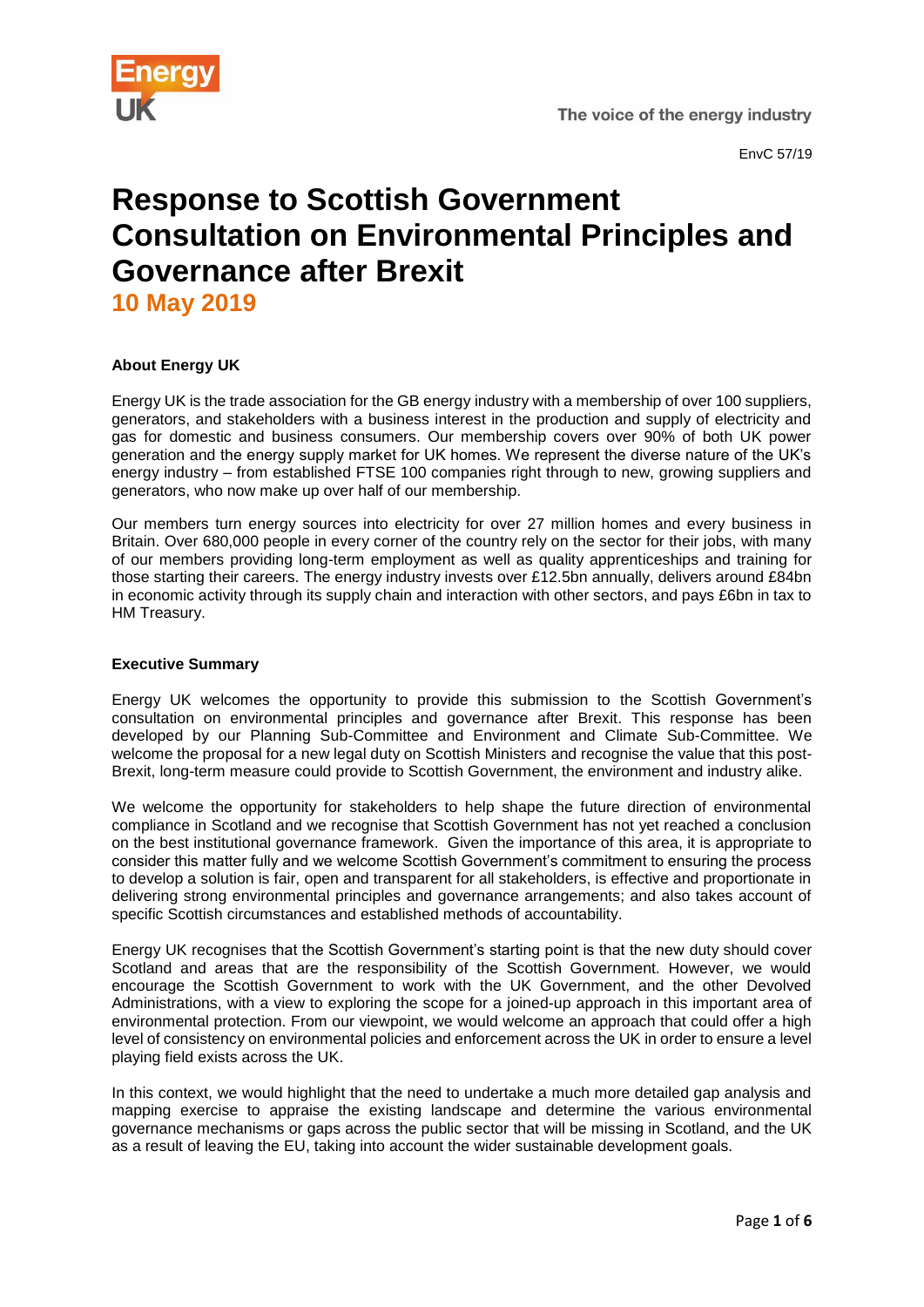EnvC 57/19

# Response to Scottish Government Consultation on Environmental Principles and Governance after Brexit

## 10 May 2019

**About Energy UK**

Energy UK is the trade association for the GB energy industry with a membership of over 100 suppliers, generators, and stakeholders with a business interest in the production and supply of electricity and gas for domestic and business consumers. Our membership covers over 90% of both UK power generation and the energy supply market for UK homes. We represent the diverse nature of the UK's energy industry – from established FTSE 100 companies right through to new, growing suppliers and generators, who now make up over half of our membership.

Our members turn energy sources into electricity for over 27 million homes and every business in Britain. Over 680,000 people in every corner of the country rely on the sector for their jobs, with many of our members providing long-term employment as well as quality apprenticeships and training for those starting their careers. The energy industry invests over £12.5bn annually, delivers around £84bn in economic activity through its supply chain and interaction with other sectors, and pays £6bn in tax to HM Treasury.

**Executive Summary**

Energy UK welcomes the opportunity to provide this submission to the Scottish Government's consultation on environmental principles and governance after Brexit. This response has been developed by our Planning Sub-Committee and Environment and Climate Sub-Committee. We welcome the proposal for a new legal duty on Scottish Ministers and recognise the value that this post-Brexit, long-term measure could provide to Scottish Government, the environment and industry alike.

We welcome the opportunity for stakeholders to help shape the future direction of environmental compliance in Scotland and we recognise that Scottish Government has not yet reached a conclusion on the best institutional governance framework. Given the importance of this area, it is appropriate to consider this matter fully and we welcome Scottish Government's commitment to ensuring the process to develop a solution is fair, open and transparent for all stakeholders, is effective and proportionate in delivering strong environmental principles and governance arrangements; and also takes account of specific Scottish circumstances and established methods of accountability.

Energy UK recognises that the Scottish Government's starting point is that the new duty should cover Scotland and areas that are the responsibility of the Scottish Government. However, we would encourage the Scottish Government to work with the UK Government, and the other Devolved Administrations, with a view to exploring the scope for a joined-up approach in this important area of environmental protection. From our viewpoint, we would welcome an approach that could offer a high level of consistency on environmental policies and enforcement across the UK in order to ensure a level playing field exists across the UK.

In this context, we would highlight that the need to undertake a much more detailed gap analysis and mapping exercise to appraise the existing landscape and determine the various environmental governance mechanisms or gaps across the public sector that will be missing in Scotland, and the UK as a result of leaving the EU, taking into account the wider sustainable development goals.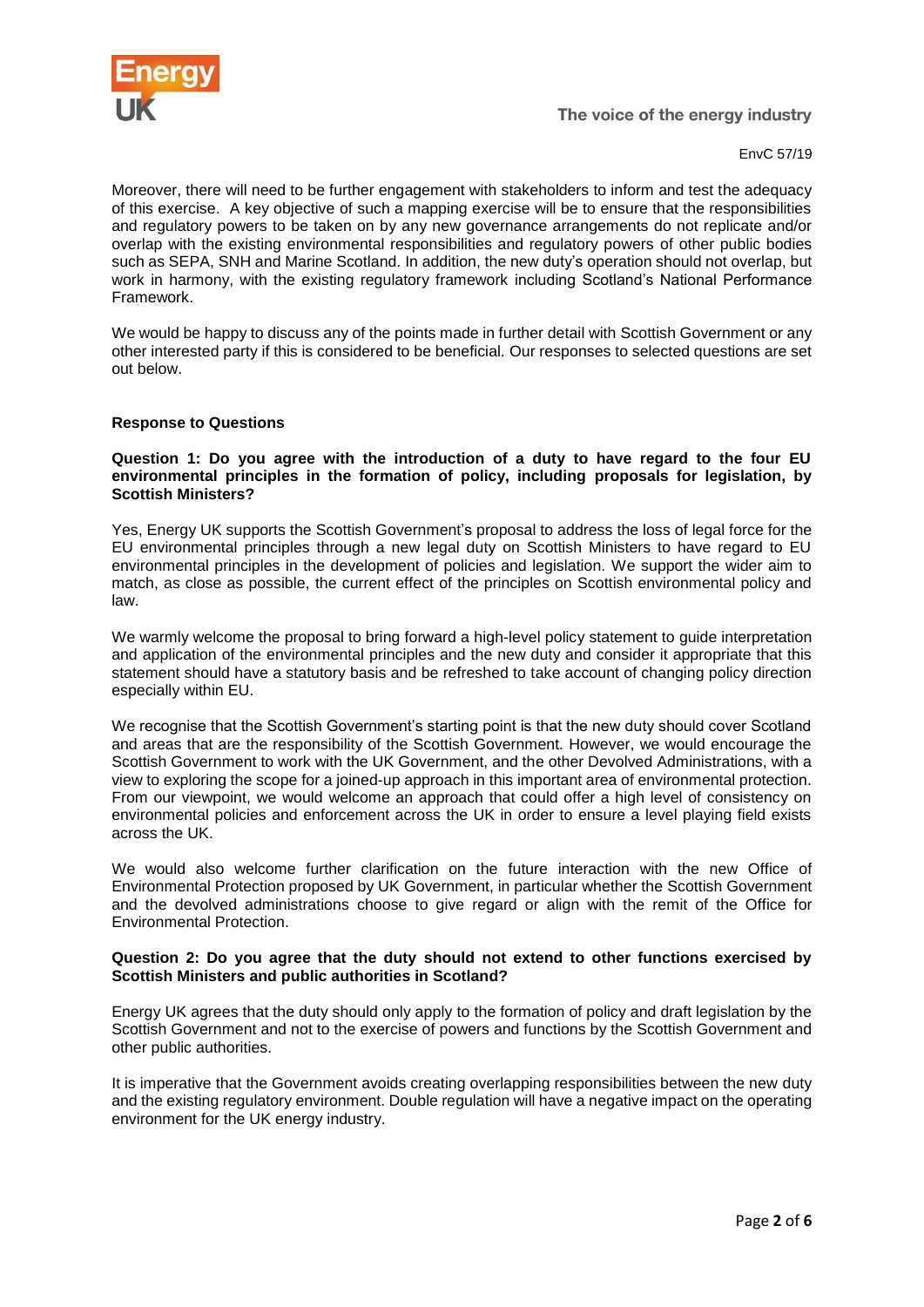Moreover, there will need to be further engagement with stakeholders to inform and test the adequacy of this exercise. A key objective of such a mapping exercise will be to ensure that the responsibilities and regulatory powers to be taken on by any new governance arrangements do not replicate and/or overlap with the existing environmental responsibilities and regulatory powers of other public bodies such as SEPA, SNH and Marine Scotland. In addition, the new duty's operation should not overlap, but work in harmony, with the existing regulatory framework including Scotland's National Performance Framework.

We would be happy to discuss any of the points made in further detail with Scottish Government or any other interested party if this is considered to be beneficial. Our responses to selected questions are set out below.

**Response to Questions**

**Question 1: Do you agree with the introduction of a duty to have regard to the four EU environmental principles in the formation of policy, including proposals for legislation, by Scottish Ministers?**

Yes, Energy UK supports the Scottish Government's proposal to address the loss of legal force for the EU environmental principles through a new legal duty on Scottish Ministers to have regard to EU environmental principles in the development of policies and legislation. We support the wider aim to match, as close as possible, the current effect of the principles on Scottish environmental policy and law.

We warmly welcome the proposal to bring forward a high-level policy statement to guide interpretation and application of the environmental principles and the new duty and consider it appropriate that this statement should have a statutory basis and be refreshed to take account of changing policy direction especially within EU.

We recognise that the Scottish Government's starting point is that the new duty should cover Scotland and areas that are the responsibility of the Scottish Government. However, we would encourage the Scottish Government to work with the UK Government, and the other Devolved Administrations, with a view to exploring the scope for a joined-up approach in this important area of environmental protection. From our viewpoint, we would welcome an approach that could offer a high level of consistency on environmental policies and enforcement across the UK in order to ensure a level playing field exists across the UK.

We would also welcome further clarification on the future interaction with the new Office of Environmental Protection proposed by UK Government, in particular whether the Scottish Government and the devolved administrations choose to give regard or align with the remit of the Office for Environmental Protection.

**Question 2: Do you agree that the duty should not extend to other functions exercised by Scottish Ministers and public authorities in Scotland?**

Energy UK agrees that the duty should only apply to the formation of policy and draft legislation by the Scottish Government and not to the exercise of powers and functions by the Scottish Government and other public authorities.

It is imperative that the Government avoids creating overlapping responsibilities between the new duty and the existing regulatory environment. Double regulation will have a negative impact on the operating environment for the UK energy industry.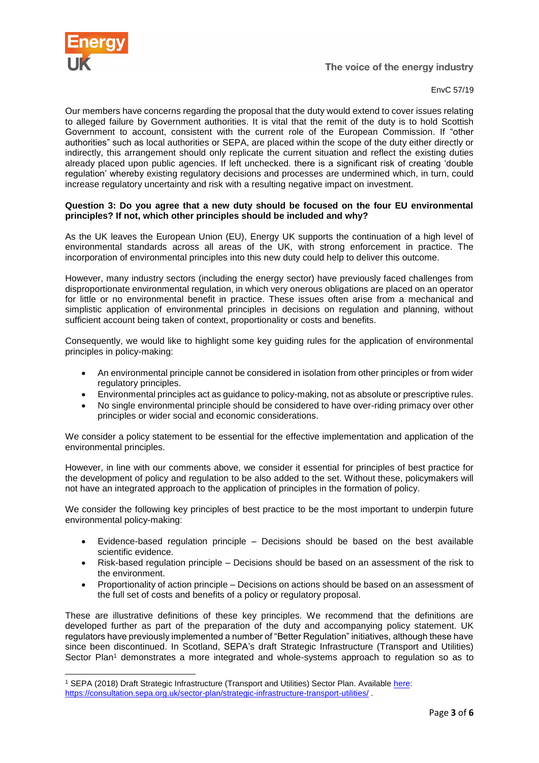Our members have concerns regarding the proposal that the duty would extend to cover issues relating to alleged failure by Government authorities. It is vital that the remit of the duty is to hold Scottish Government to account, consistent with the current role of the European Commission. If "other authorities" such as local authorities or SEPA, are placed within the scope of the duty either directly or indirectly, this arrangement should only replicate the current situation and reflect the existing duties already placed upon public agencies. If left unchecked. there is a significant risk of creating 'double regulation' whereby existing regulatory decisions and processes are undermined which, in turn, could increase regulatory uncertainty and risk with a resulting negative impact on investment.

**Question 3: Do you agree that a new duty should be focused on the four EU environmental principles? If not, which other principles should be included and why?**

As the UK leaves the European Union (EU), Energy UK supports the continuation of a high level of environmental standards across all areas of the UK, with strong enforcement in practice. The incorporation of environmental principles into this new duty could help to deliver this outcome.

However, many industry sectors (including the energy sector) have previously faced challenges from disproportionate environmental regulation, in which very onerous obligations are placed on an operator for little or no environmental benefit in practice. These issues often arise from a mechanical and simplistic application of environmental principles in decisions on regulation and planning, without sufficient account being taken of context, proportionality or costs and benefits.

Consequently, we would like to highlight some key guiding rules for the application of environmental principles in policy-making:

- An environmental principle cannot be considered in isolation from other principles or from wider regulatory principles.
- Environmental principles act as guidance to policy-making, not as absolute or prescriptive rules.
- No single environmental principle should be considered to have over-riding primacy over other principles or wider social and economic considerations.

We consider a policy statement to be essential for the effective implementation and application of the environmental principles.

However, in line with our comments above, we consider it essential for principles of best practice for the development of policy and regulation to be also added to the set. Without these, policymakers will not have an integrated approach to the application of principles in the formation of policy.

We consider the following key principles of best practice to be the most important to underpin future environmental policy-making:

- Evidence-based regulation principle – Decisions should be based on the best available scientific evidence.
- Risk-based regulation principle – Decisions should be based on an assessment of the risk to the environment.
- Proportionality of action principle – Decisions on actions should be based on an assessment of the full set of costs and benefits of a policy or regulatory proposal.

These are illustrative definitions of these key principles. We recommend that the definitions are developed further as part of the preparation of the duty and accompanying policy statement. UK regulators have previously implemented a number of "Better Regulation" initiatives, although these have since been discontinued. In Scotland, SEPA's draft Strategic Infrastructure (Transport and Utilities) Sector Plan[1] demonstrates a more integrated and whole-systems approach to regulation so as to

[1] SEPA (2018) Draft Strategic Infrastructure (Transport and Utilities) Sector Plan. Available here: https://consultation.sepa.org.uk/sector-plan/strategic-infrastructure-transport-utilities/ .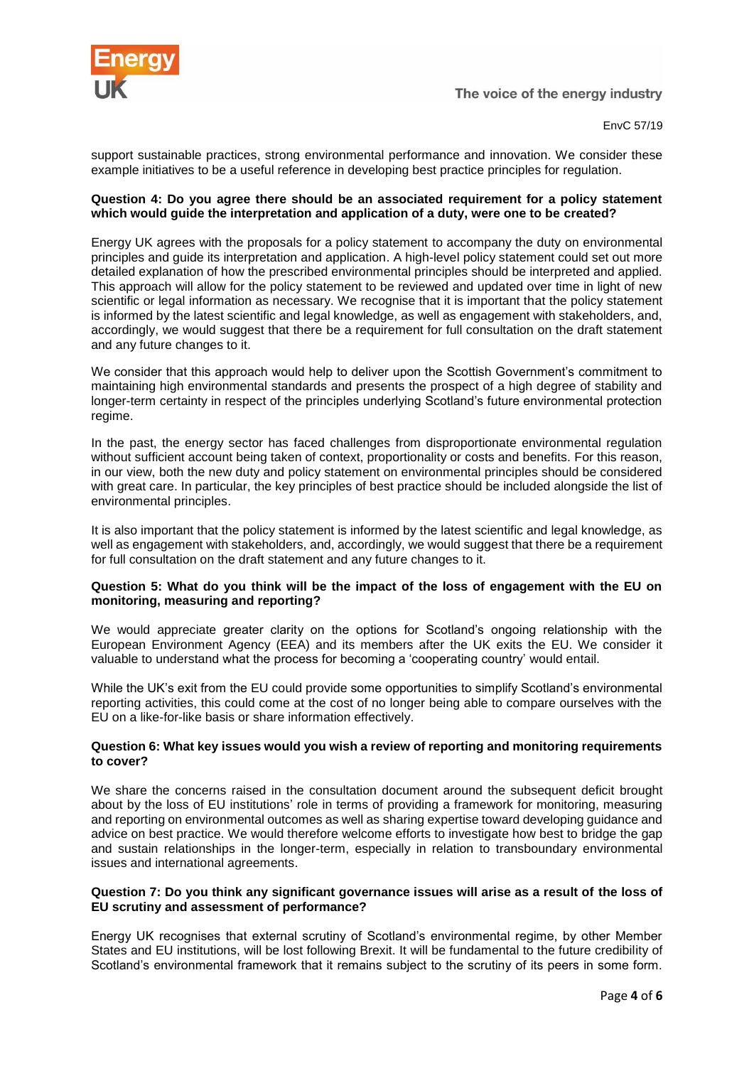support sustainable practices, strong environmental performance and innovation. We consider these example initiatives to be a useful reference in developing best practice principles for regulation.

**Question 4: Do you agree there should be an associated requirement for a policy statement which would guide the interpretation and application of a duty, were one to be created?**

Energy UK agrees with the proposals for a policy statement to accompany the duty on environmental principles and guide its interpretation and application. A high-level policy statement could set out more detailed explanation of how the prescribed environmental principles should be interpreted and applied. This approach will allow for the policy statement to be reviewed and updated over time in light of new scientific or legal information as necessary. We recognise that it is important that the policy statement is informed by the latest scientific and legal knowledge, as well as engagement with stakeholders, and, accordingly, we would suggest that there be a requirement for full consultation on the draft statement and any future changes to it.

We consider that this approach would help to deliver upon the Scottish Government's commitment to maintaining high environmental standards and presents the prospect of a high degree of stability and longer-term certainty in respect of the principles underlying Scotland's future environmental protection regime.

In the past, the energy sector has faced challenges from disproportionate environmental regulation without sufficient account being taken of context, proportionality or costs and benefits. For this reason, in our view, both the new duty and policy statement on environmental principles should be considered with great care. In particular, the key principles of best practice should be included alongside the list of environmental principles.

It is also important that the policy statement is informed by the latest scientific and legal knowledge, as well as engagement with stakeholders, and, accordingly, we would suggest that there be a requirement for full consultation on the draft statement and any future changes to it.

**Question 5: What do you think will be the impact of the loss of engagement with the EU on monitoring, measuring and reporting?**

We would appreciate greater clarity on the options for Scotland's ongoing relationship with the European Environment Agency (EEA) and its members after the UK exits the EU. We consider it valuable to understand what the process for becoming a 'cooperating country' would entail.

While the UK's exit from the EU could provide some opportunities to simplify Scotland's environmental reporting activities, this could come at the cost of no longer being able to compare ourselves with the EU on a like-for-like basis or share information effectively.

**Question 6: What key issues would you wish a review of reporting and monitoring requirements to cover?**

We share the concerns raised in the consultation document around the subsequent deficit brought about by the loss of EU institutions' role in terms of providing a framework for monitoring, measuring and reporting on environmental outcomes as well as sharing expertise toward developing guidance and advice on best practice. We would therefore welcome efforts to investigate how best to bridge the gap and sustain relationships in the longer-term, especially in relation to transboundary environmental issues and international agreements.

**Question 7: Do you think any significant governance issues will arise as a result of the loss of EU scrutiny and assessment of performance?**

Energy UK recognises that external scrutiny of Scotland's environmental regime, by other Member States and EU institutions, will be lost following Brexit. It will be fundamental to the future credibility of Scotland's environmental framework that it remains subject to the scrutiny of its peers in some form.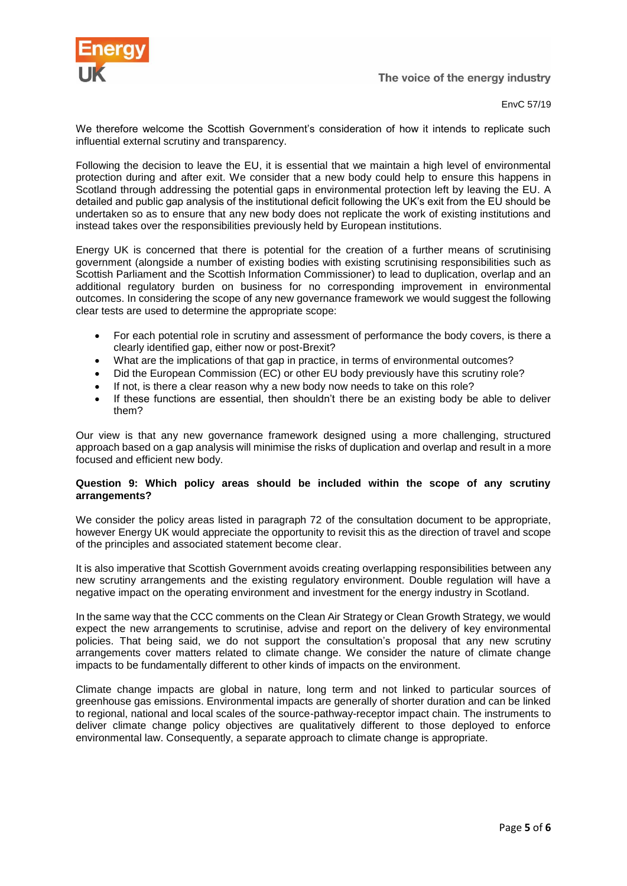We therefore welcome the Scottish Government's consideration of how it intends to replicate such influential external scrutiny and transparency.

Following the decision to leave the EU, it is essential that we maintain a high level of environmental protection during and after exit. We consider that a new body could help to ensure this happens in Scotland through addressing the potential gaps in environmental protection left by leaving the EU. A detailed and public gap analysis of the institutional deficit following the UK's exit from the EU should be undertaken so as to ensure that any new body does not replicate the work of existing institutions and instead takes over the responsibilities previously held by European institutions.

Energy UK is concerned that there is potential for the creation of a further means of scrutinising government (alongside a number of existing bodies with existing scrutinising responsibilities such as Scottish Parliament and the Scottish Information Commissioner) to lead to duplication, overlap and an additional regulatory burden on business for no corresponding improvement in environmental outcomes. In considering the scope of any new governance framework we would suggest the following clear tests are used to determine the appropriate scope:

- For each potential role in scrutiny and assessment of performance the body covers, is there a clearly identified gap, either now or post-Brexit?
- What are the implications of that gap in practice, in terms of environmental outcomes?
- Did the European Commission (EC) or other EU body previously have this scrutiny role?
- If not, is there a clear reason why a new body now needs to take on this role?
- If these functions are essential, then shouldn't there be an existing body be able to deliver them?

Our view is that any new governance framework designed using a more challenging, structured approach based on a gap analysis will minimise the risks of duplication and overlap and result in a more focused and efficient new body.

**Question 9: Which policy areas should be included within the scope of any scrutiny arrangements?**

We consider the policy areas listed in paragraph 72 of the consultation document to be appropriate, however Energy UK would appreciate the opportunity to revisit this as the direction of travel and scope of the principles and associated statement become clear.

It is also imperative that Scottish Government avoids creating overlapping responsibilities between any new scrutiny arrangements and the existing regulatory environment. Double regulation will have a negative impact on the operating environment and investment for the energy industry in Scotland.

In the same way that the CCC comments on the Clean Air Strategy or Clean Growth Strategy, we would expect the new arrangements to scrutinise, advise and report on the delivery of key environmental policies. That being said, we do not support the consultation's proposal that any new scrutiny arrangements cover matters related to climate change. We consider the nature of climate change impacts to be fundamentally different to other kinds of impacts on the environment.

Climate change impacts are global in nature, long term and not linked to particular sources of greenhouse gas emissions. Environmental impacts are generally of shorter duration and can be linked to regional, national and local scales of the source-pathway-receptor impact chain. The instruments to deliver climate change policy objectives are qualitatively different to those deployed to enforce environmental law. Consequently, a separate approach to climate change is appropriate.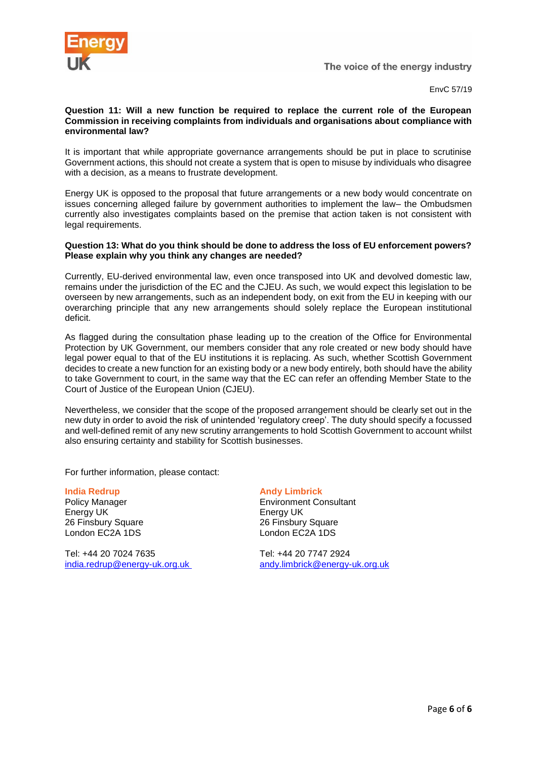EnvC 57/19

**Question 11: Will a new function be required to replace the current role of the European Commission in receiving complaints from individuals and organisations about compliance with environmental law?**

It is important that while appropriate governance arrangements should be put in place to scrutinise Government actions, this should not create a system that is open to misuse by individuals who disagree with a decision, as a means to frustrate development.

Energy UK is opposed to the proposal that future arrangements or a new body would concentrate on issues concerning alleged failure by government authorities to implement the law– the Ombudsmen currently also investigates complaints based on the premise that action taken is not consistent with legal requirements.

**Question 13: What do you think should be done to address the loss of EU enforcement powers? Please explain why you think any changes are needed?**

Currently, EU-derived environmental law, even once transposed into UK and devolved domestic law, remains under the jurisdiction of the EC and the CJEU. As such, we would expect this legislation to be overseen by new arrangements, such as an independent body, on exit from the EU in keeping with our overarching principle that any new arrangements should solely replace the European institutional deficit.

As flagged during the consultation phase leading up to the creation of the Office for Environmental Protection by UK Government, our members consider that any role created or new body should have legal power equal to that of the EU institutions it is replacing. As such, whether Scottish Government decides to create a new function for an existing body or a new body entirely, both should have the ability to take Government to court, in the same way that the EC can refer an offending Member State to the Court of Justice of the European Union (CJEU).

Nevertheless, we consider that the scope of the proposed arrangement should be clearly set out in the new duty in order to avoid the risk of unintended 'regulatory creep'. The duty should specify a focussed and well-defined remit of any new scrutiny arrangements to hold Scottish Government to account whilst also ensuring certainty and stability for Scottish businesses.

For further information, please contact:

**India Redrup**
Policy Manager
Energy UK
26 Finsbury Square
London EC2A 1DS

Tel: +44 20 7024 7635
india.redrup@energy-uk.org.uk

**Andy Limbrick**
Environment Consultant
Energy UK
26 Finsbury Square
London EC2A 1DS

Tel: +44 20 7747 2924
andy.limbrick@energy-uk.org.uk